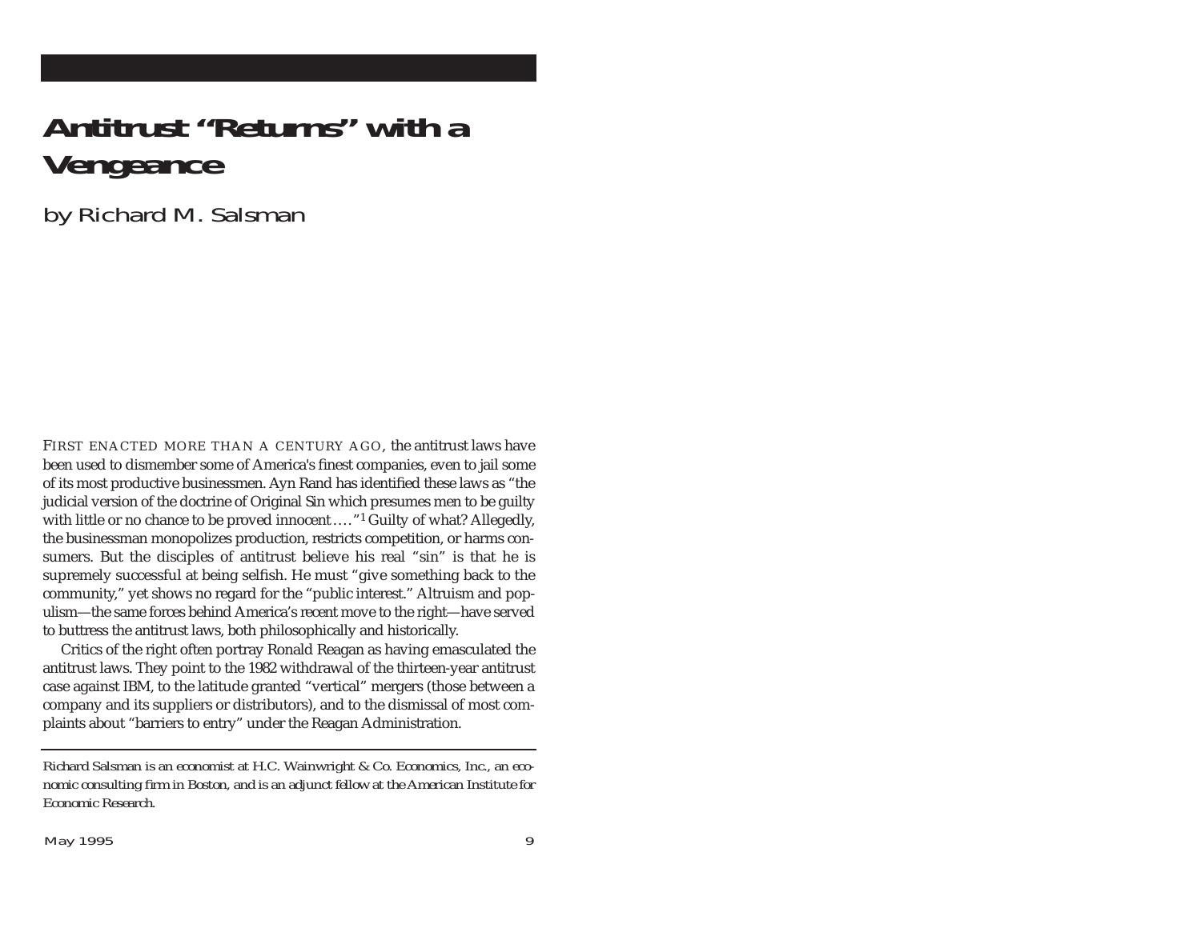# Antitrust "Returns" with a Vengeance

by Richard M. Salsman

FIRST ENACTED MORE THAN A CENTURY AGO, the antitrust laws have been used to dismember some of America's finest companies, even to jail some of its most productive businessmen. Ayn Rand has identified these laws as "the judicial version of the doctrine of Original Sin which presumes men to be guilty with little or no chance to be proved innocent…."[1] Guilty of what? Allegedly, the businessman monopolizes production, restricts competition, or harms consumers. But the disciples of antitrust believe his real "sin" is that he is supremely successful at being selfish. He must "give something back to the community," yet shows no regard for the "public interest." Altruism and populism—the same forces behind America's recent move to the right—have served to buttress the antitrust laws, both philosophically and historically.

Critics of the right often portray Ronald Reagan as having emasculated the antitrust laws. They point to the 1982 withdrawal of the thirteen-year antitrust case against IBM, to the latitude granted "vertical" mergers (those between a company and its suppliers or distributors), and to the dismissal of most complaints about "barriers to entry" under the Reagan Administration.

---

*Richard Salsman is an economist at H.C. Wainwright & Co. Economics, Inc., an economic consulting firm in Boston, and is an adjunct fellow at the American Institute for Economic Research.*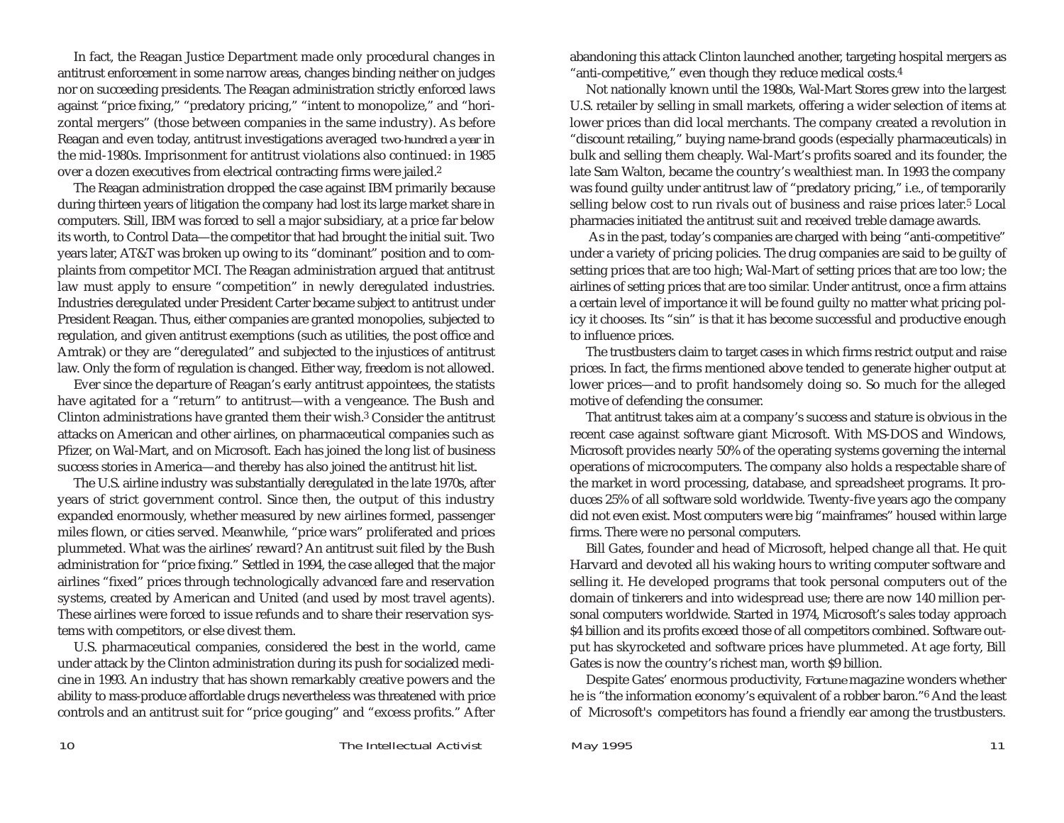In fact, the Reagan Justice Department made only procedural changes in antitrust enforcement in some narrow areas, changes binding neither on judges nor on succeeding presidents. The Reagan administration strictly enforced laws against "price fixing," "predatory pricing," "intent to monopolize," and "horizontal mergers" (those between companies in the same industry). As before Reagan and even today, antitrust investigations averaged two-hundred a year in the mid-1980s. Imprisonment for antitrust violations also continued: in 1985 over a dozen executives from electrical contracting firms were jailed.[2]

The Reagan administration dropped the case against IBM primarily because during thirteen years of litigation the company had lost its large market share in computers. Still, IBM was forced to sell a major subsidiary, at a price far below its worth, to Control Data—the competitor that had brought the initial suit. Two years later, AT&T was broken up owing to its "dominant" position and to complaints from competitor MCI. The Reagan administration argued that antitrust law must apply to ensure "competition" in newly deregulated industries. Industries deregulated under President Carter became subject to antitrust under President Reagan. Thus, either companies are granted monopolies, subjected to regulation, and given antitrust exemptions (such as utilities, the post office and Amtrak) or they are "deregulated" and subjected to the injustices of antitrust law. Only the form of regulation is changed. Either way, freedom is not allowed.

Ever since the departure of Reagan's early antitrust appointees, the statists have agitated for a "return" to antitrust—with a vengeance. The Bush and Clinton administrations have granted them their wish.[3] Consider the antitrust attacks on American and other airlines, on pharmaceutical companies such as Pfizer, on Wal-Mart, and on Microsoft. Each has joined the long list of business success stories in America—and thereby has also joined the antitrust hit list.

The U.S. airline industry was substantially deregulated in the late 1970s, after years of strict government control. Since then, the output of this industry expanded enormously, whether measured by new airlines formed, passenger miles flown, or cities served. Meanwhile, "price wars" proliferated and prices plummeted. What was the airlines' reward? An antitrust suit filed by the Bush administration for "price fixing." Settled in 1994, the case alleged that the major airlines "fixed" prices through technologically advanced fare and reservation systems, created by American and United (and used by most travel agents). These airlines were forced to issue refunds and to share their reservation systems with competitors, or else divest them.

U.S. pharmaceutical companies, considered the best in the world, came under attack by the Clinton administration during its push for socialized medicine in 1993. An industry that has shown remarkably creative powers and the ability to mass-produce affordable drugs nevertheless was threatened with price controls and an antitrust suit for "price gouging" and "excess profits." After abandoning this attack Clinton launched another, targeting hospital mergers as "anti-competitive," even though they reduce medical costs.[4]

Not nationally known until the 1980s, Wal-Mart Stores grew into the largest U.S. retailer by selling in small markets, offering a wider selection of items at lower prices than did local merchants. The company created a revolution in "discount retailing," buying name-brand goods (especially pharmaceuticals) in bulk and selling them cheaply. Wal-Mart's profits soared and its founder, the late Sam Walton, became the country's wealthiest man. In 1993 the company was found guilty under antitrust law of "predatory pricing," i.e., of temporarily selling below cost to run rivals out of business and raise prices later.[5] Local pharmacies initiated the antitrust suit and received treble damage awards.

As in the past, today's companies are charged with being "anti-competitive" under a variety of pricing policies. The drug companies are said to be guilty of setting prices that are too high; Wal-Mart of setting prices that are too low; the airlines of setting prices that are too similar. Under antitrust, once a firm attains a certain level of importance it will be found guilty no matter what pricing policy it chooses. Its "sin" is that it has become successful and productive enough to influence prices.

The trustbusters claim to target cases in which firms restrict output and raise prices. In fact, the firms mentioned above tended to generate higher output at lower prices—and to profit handsomely doing so. So much for the alleged motive of defending the consumer.

That antitrust takes aim at a company's success and stature is obvious in the recent case against software giant Microsoft. With MS-DOS and Windows, Microsoft provides nearly 50% of the operating systems governing the internal operations of microcomputers. The company also holds a respectable share of the market in word processing, database, and spreadsheet programs. It produces 25% of all software sold worldwide. Twenty-five years ago the company did not even exist. Most computers were big "mainframes" housed within large firms. There were no personal computers.

Bill Gates, founder and head of Microsoft, helped change all that. He quit Harvard and devoted all his waking hours to writing computer software and selling it. He developed programs that took personal computers out of the domain of tinkerers and into widespread use; there are now 140 million personal computers worldwide. Started in 1974, Microsoft's sales today approach $4 billion and its profits exceed those of all competitors combined. Software output has skyrocketed and software prices have plummeted. At age forty, Bill Gates is now the country's richest man, worth $9 billion.

Despite Gates' enormous productivity, *Fortune* magazine wonders whether he is "the information economy's equivalent of a robber baron."[6] And the least of Microsoft's competitors has found a friendly ear among the trustbusters.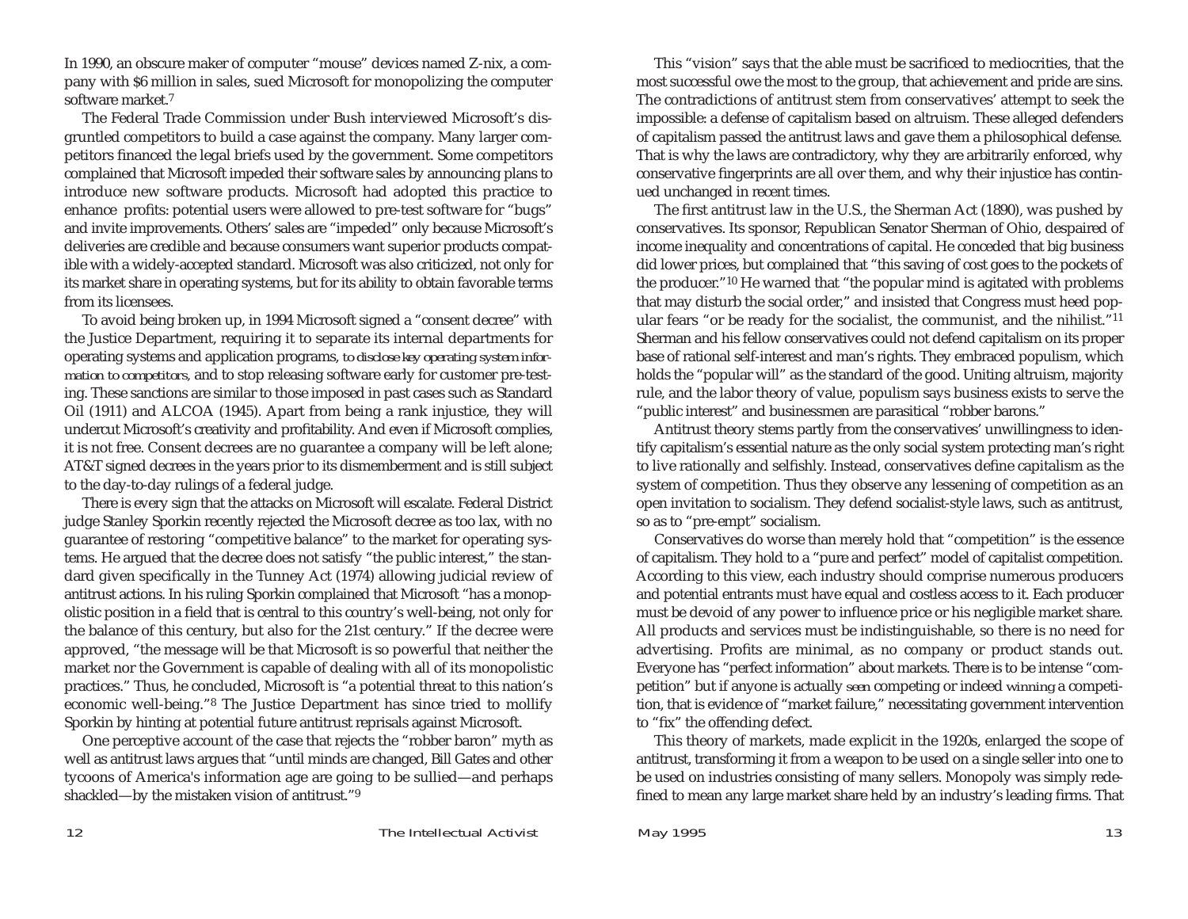In 1990, an obscure maker of computer "mouse" devices named Z-nix, a company with $6 million in sales, sued Microsoft for monopolizing the computer software market.[7]

The Federal Trade Commission under Bush interviewed Microsoft's disgruntled competitors to build a case against the company. Many larger competitors financed the legal briefs used by the government. Some competitors complained that Microsoft impeded their software sales by announcing plans to introduce new software products. Microsoft had adopted this practice to enhance profits: potential users were allowed to pre-test software for "bugs" and invite improvements. Others' sales are "impeded" only because Microsoft's deliveries are credible and because consumers want superior products compatible with a widely-accepted standard. Microsoft was also criticized, not only for its market share in operating systems, but for its ability to obtain favorable terms from its licensees.

To avoid being broken up, in 1994 Microsoft signed a "consent decree" with the Justice Department, requiring it to separate its internal departments for operating systems and application programs, *to disclose key operating system information to competitors*, and to stop releasing software early for customer pre-testing. These sanctions are similar to those imposed in past cases such as Standard Oil (1911) and ALCOA (1945). Apart from being a rank injustice, they will undercut Microsoft's creativity and profitability. And even if Microsoft complies, it is not free. Consent decrees are no guarantee a company will be left alone; AT&T signed decrees in the years prior to its dismemberment and is still subject to the day-to-day rulings of a federal judge.

There is every sign that the attacks on Microsoft will escalate. Federal District judge Stanley Sporkin recently rejected the Microsoft decree as too lax, with no guarantee of restoring "competitive balance" to the market for operating systems. He argued that the decree does not satisfy "the public interest," the standard given specifically in the Tunney Act (1974) allowing judicial review of antitrust actions. In his ruling Sporkin complained that Microsoft "has a monopolistic position in a field that is central to this country's well-being, not only for the balance of this century, but also for the 21st century." If the decree were approved, "the message will be that Microsoft is so powerful that neither the market nor the Government is capable of dealing with all of its monopolistic practices." Thus, he concluded, Microsoft is "a potential threat to this nation's economic well-being."[8] The Justice Department has since tried to mollify Sporkin by hinting at potential future antitrust reprisals against Microsoft.

One perceptive account of the case that rejects the "robber baron" myth as well as antitrust laws argues that "until minds are changed, Bill Gates and other tycoons of America's information age are going to be sullied—and perhaps shackled—by the mistaken vision of antitrust."[9]

This "vision" says that the able must be sacrificed to mediocrities, that the most successful owe the most to the group, that achievement and pride are sins. The contradictions of antitrust stem from conservatives' attempt to seek the impossible: a defense of capitalism based on altruism. These alleged defenders of capitalism passed the antitrust laws and gave them a philosophical defense. That is why the laws are contradictory, why they are arbitrarily enforced, why conservative fingerprints are all over them, and why their injustice has continued unchanged in recent times.

The first antitrust law in the U.S., the Sherman Act (1890), was pushed by conservatives. Its sponsor, Republican Senator Sherman of Ohio, despaired of income inequality and concentrations of capital. He conceded that big business did lower prices, but complained that "this saving of cost goes to the pockets of the producer."[10] He warned that "the popular mind is agitated with problems that may disturb the social order," and insisted that Congress must heed popular fears "or be ready for the socialist, the communist, and the nihilist."[11] Sherman and his fellow conservatives could not defend capitalism on its proper base of rational self-interest and man's rights. They embraced populism, which holds the "popular will" as the standard of the good. Uniting altruism, majority rule, and the labor theory of value, populism says business exists to serve the "public interest" and businessmen are parasitical "robber barons."

Antitrust theory stems partly from the conservatives' unwillingness to identify capitalism's essential nature as the only social system protecting man's right to live rationally and selfishly. Instead, conservatives define capitalism as the system of competition. Thus they observe any lessening of competition as an open invitation to socialism. They defend socialist-style laws, such as antitrust, so as to "pre-empt" socialism.

Conservatives do worse than merely hold that "competition" is the essence of capitalism. They hold to a "pure and perfect" model of capitalist competition. According to this view, each industry should comprise numerous producers and potential entrants must have equal and costless access to it. Each producer must be devoid of any power to influence price or his negligible market share. All products and services must be indistinguishable, so there is no need for advertising. Profits are minimal, as no company or product stands out. Everyone has "perfect information" about markets. There is to be intense "competition" but if anyone is actually *seen* competing or indeed *winning* a competition, that is evidence of "market failure," necessitating government intervention to "fix" the offending defect.

This theory of markets, made explicit in the 1920s, enlarged the scope of antitrust, transforming it from a weapon to be used on a single seller into one to be used on industries consisting of many sellers. Monopoly was simply redefined to mean any large market share held by an industry's leading firms. That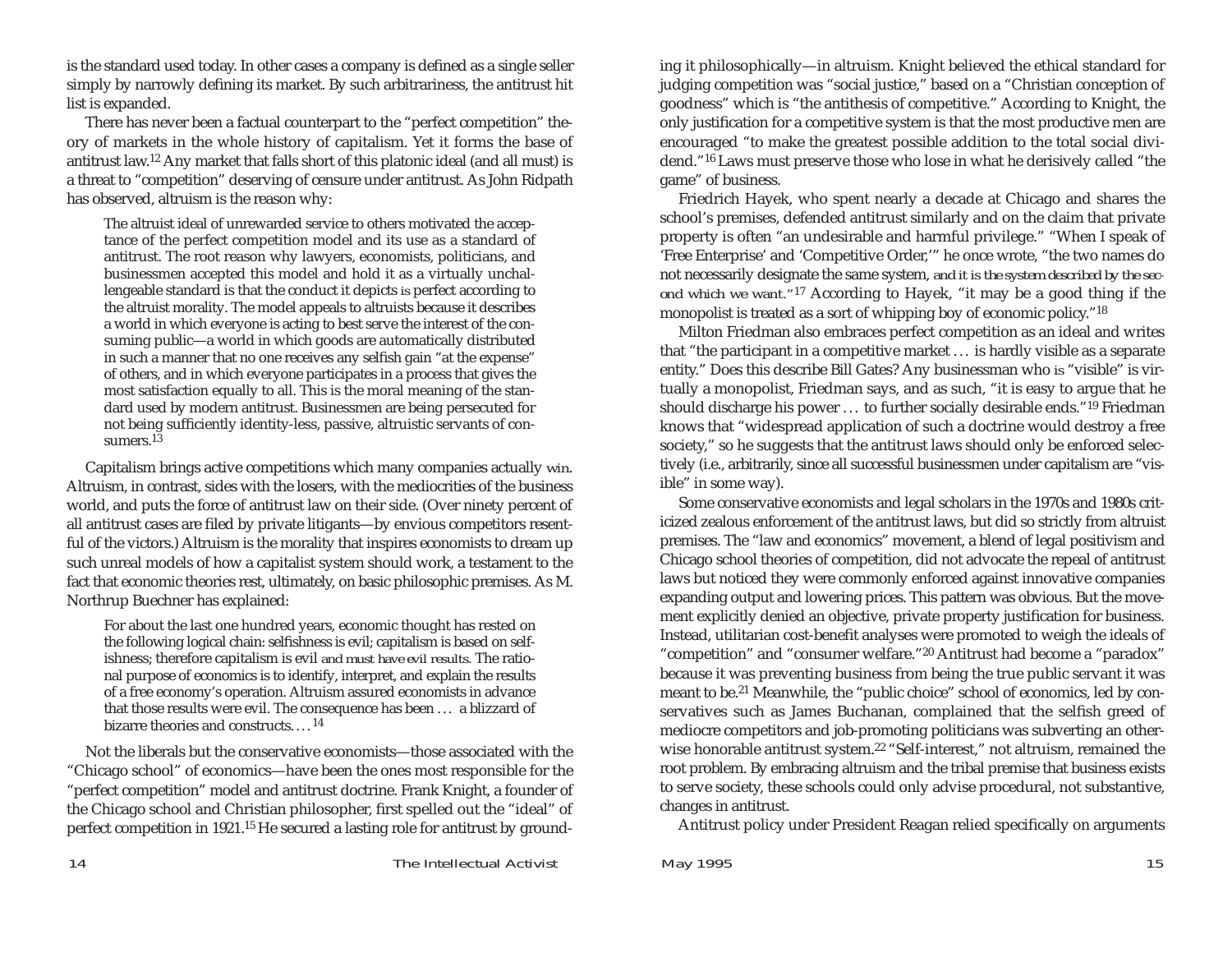is the standard used today. In other cases a company is defined as a single seller simply by narrowly defining its market. By such arbitrariness, the antitrust hit list is expanded.

There has never been a factual counterpart to the "perfect competition" theory of markets in the whole history of capitalism. Yet it forms the base of antitrust law.[12] Any market that falls short of this platonic ideal (and all must) is a threat to "competition" deserving of censure under antitrust. As John Ridpath has observed, altruism is the reason why:

> The altruist ideal of unrewarded service to others motivated the acceptance of the perfect competition model and its use as a standard of antitrust. The root reason why lawyers, economists, politicians, and businessmen accepted this model and hold it as a virtually unchallengeable standard is that the conduct it depicts *is* perfect according to the altruist morality. The model appeals to altruists because it describes a world in which everyone is acting to best serve the interest of the consuming public—a world in which goods are automatically distributed in such a manner that no one receives any selfish gain "at the expense" of others, and in which everyone participates in a process that gives the most satisfaction equally to all. This is the moral meaning of the standard used by modern antitrust. Businessmen are being persecuted for not being sufficiently identity-less, passive, altruistic servants of consumers.[13]

Capitalism brings active competitions which many companies actually *win*. Altruism, in contrast, sides with the losers, with the mediocrities of the business world, and puts the force of antitrust law on their side. (Over ninety percent of all antitrust cases are filed by private litigants—by envious competitors resentful of the victors.) Altruism is the morality that inspires economists to dream up such unreal models of how a capitalist system should work, a testament to the fact that economic theories rest, ultimately, on basic philosophic premises. As M. Northrup Buechner has explained:

> For about the last one hundred years, economic thought has rested on the following logical chain: selfishness is evil; capitalism is based on selfishness; therefore capitalism is evil *and must have evil results*. The rational purpose of economics is to identify, interpret, and explain the results of a free economy's operation. Altruism assured economists in advance that those results were evil. The consequence has been … a blizzard of bizarre theories and constructs. …[14]

Not the liberals but the conservative economists—those associated with the "Chicago school" of economics—have been the ones most responsible for the "perfect competition" model and antitrust doctrine. Frank Knight, a founder of the Chicago school and Christian philosopher, first spelled out the "ideal" of perfect competition in 1921.[15] He secured a lasting role for antitrust by grounding it philosophically—in altruism. Knight believed the ethical standard for judging competition was "social justice," based on a "Christian conception of goodness" which is "the antithesis of competitive." According to Knight, the only justification for a competitive system is that the most productive men are encouraged "to make the greatest possible addition to the total social dividend."[16] Laws must preserve those who lose in what he derisively called "the game" of business.

Friedrich Hayek, who spent nearly a decade at Chicago and shares the school's premises, defended antitrust similarly and on the claim that private property is often "an undesirable and harmful privilege." "When I speak of 'Free Enterprise' and 'Competitive Order,'" he once wrote, "the two names do not necessarily designate the same system, *and it is the system described by the second which we want*."[17] According to Hayek, "it may be a good thing if the monopolist is treated as a sort of whipping boy of economic policy."[18]

Milton Friedman also embraces perfect competition as an ideal and writes that "the participant in a competitive market … is hardly visible as a separate entity." Does this describe Bill Gates? Any businessman who *is* "visible" is virtually a monopolist, Friedman says, and as such, "it is easy to argue that he should discharge his power … to further socially desirable ends."[19] Friedman knows that "widespread application of such a doctrine would destroy a free society," so he suggests that the antitrust laws should only be enforced selectively (i.e., arbitrarily, since all successful businessmen under capitalism are "visible" in some way).

Some conservative economists and legal scholars in the 1970s and 1980s criticized zealous enforcement of the antitrust laws, but did so strictly from altruist premises. The "law and economics" movement, a blend of legal positivism and Chicago school theories of competition, did not advocate the repeal of antitrust laws but noticed they were commonly enforced against innovative companies expanding output and lowering prices. This pattern was obvious. But the movement explicitly denied an objective, private property justification for business. Instead, utilitarian cost-benefit analyses were promoted to weigh the ideals of "competition" and "consumer welfare."[20] Antitrust had become a "paradox" because it was preventing business from being the true public servant it was meant to be.[21] Meanwhile, the "public choice" school of economics, led by conservatives such as James Buchanan, complained that the selfish greed of mediocre competitors and job-promoting politicians was subverting an otherwise honorable antitrust system.[22] "Self-interest," not altruism, remained the root problem. By embracing altruism and the tribal premise that business exists to serve society, these schools could only advise procedural, not substantive, changes in antitrust.

Antitrust policy under President Reagan relied specifically on arguments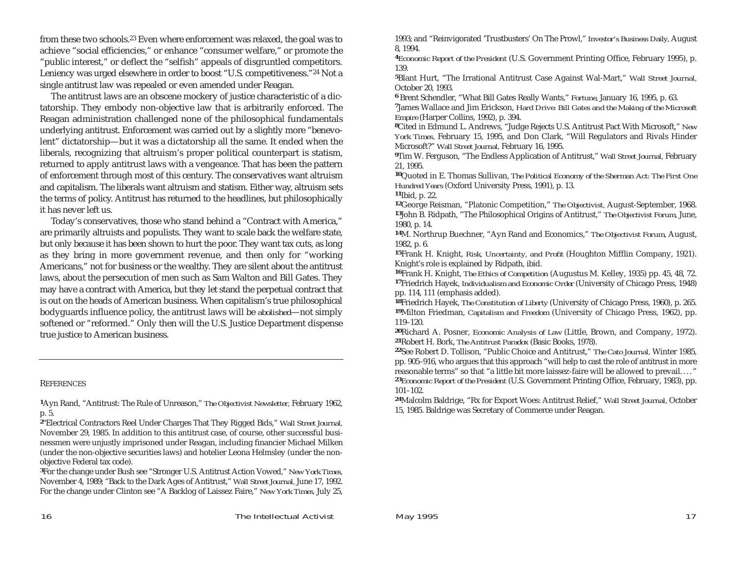from these two schools.[23] Even where enforcement was relaxed, the goal was to achieve "social efficiencies," or enhance "consumer welfare," or promote the "public interest," or deflect the "selfish" appeals of disgruntled competitors. Leniency was urged elsewhere in order to boost "U.S. competitiveness."[24] Not a single antitrust law was repealed or even amended under Reagan.

The antitrust laws are an obscene mockery of justice characteristic of a dictatorship. They embody non-objective law that is arbitrarily enforced. The Reagan administration challenged none of the philosophical fundamentals underlying antitrust. Enforcement was carried out by a slightly more "benevolent" dictatorship—but it was a dictatorship all the same. It ended when the liberals, recognizing that altruism's proper political counterpart is statism, returned to apply antitrust laws with a vengeance. That has been the pattern of enforcement through most of this century. The conservatives want altruism and capitalism. The liberals want altruism and statism. Either way, altruism sets the terms of policy. Antitrust has returned to the headlines, but philosophically it has never left us.

Today's conservatives, those who stand behind a "Contract with America," are primarily altruists and populists. They want to scale back the welfare state, but only because it has been shown to hurt the poor. They want tax cuts, as long as they bring in more government revenue, and then only for "working Americans," not for business or the wealthy. They are silent about the antitrust laws, about the persecution of men such as Sam Walton and Bill Gates. They may have a contract with America, but they let stand the perpetual contract that is out on the heads of American business. When capitalism's true philosophical bodyguards influence policy, the antitrust laws will be *abolished*—not simply softened or "reformed." Only then will the U.S. Justice Department dispense true justice to American business.

---

REFERENCES

**1** Ayn Rand, "Antitrust: The Rule of Unreason," *The Objectivist Newsletter*, February 1962, p. 5.

**2** "Electrical Contractors Reel Under Charges That They Rigged Bids," *Wall Street Journal*, November 29, 1985. In addition to this antitrust case, of course, other successful businessmen were unjustly imprisoned under Reagan, including financier Michael Milken (under the non-objective securities laws) and hotelier Leona Helmsley (under the non-objective Federal tax code).

**3** For the change under Bush see "Stronger U.S. Antitrust Action Vowed," *New York Times*, November 4, 1989; "Back to the Dark Ages of Antitrust," *Wall Street Journal*, June 17, 1992. For the change under Clinton see "A Backlog of Laissez Faire," *New York Times*, July 25, 1993; and "Reinvigorated 'Trustbusters' On The Prowl," *Investor's Business Daily*, August 8, 1994.

**4** *Economic Report of the President* (U.S. Government Printing Office, February 1995), p. 139.

**5** Blant Hurt, "The Irrational Antitrust Case Against Wal-Mart," *Wall Street Journal*, October 20, 1993.

**6** Brent Schendler, "What Bill Gates Really Wants," *Fortune*, January 16, 1995, p. 63.

**7** James Wallace and Jim Erickson, *Hard Drive: Bill Gates and the Making of the Microsoft Empire* (Harper Collins, 1992), p. 394.

**8** Cited in Edmund L. Andrews, "Judge Rejects U.S. Antitrust Pact With Microsoft," *New York Times*, February 15, 1995, and Don Clark, "Will Regulators and Rivals Hinder Microsoft?" *Wall Street Journal*, February 16, 1995.

**9** Tim W. Ferguson, "The Endless Application of Antitrust," *Wall Street Journal*, February 21, 1995.

**10** Quoted in E. Thomas Sullivan, *The Political Economy of the Sherman Act: The First One Hundred Years* (Oxford University Press, 1991), p. 13.

**11** Ibid, p. 22.

**12** George Reisman, "Platonic Competition," *The Objectivist*, August-September, 1968.

**13** John B. Ridpath, "The Philosophical Origins of Antitrust," *The Objectivist Forum*, June, 1980, p. 14.

**14** M. Northrup Buechner, "Ayn Rand and Economics," *The Objectivist Forum*, August, 1982, p. 6.

**15** Frank H. Knight, *Risk, Uncertainty, and Profit* (Houghton Mifflin Company, 1921). Knight's role is explained by Ridpath, ibid.

**16** Frank H. Knight, *The Ethics of Competition* (Augustus M. Kelley, 1935) pp. 45, 48, 72.

**17** Friedrich Hayek, *Individualism and Economic Order* (University of Chicago Press, 1948) pp. 114, 111 (emphasis added).

**18** Friedrich Hayek, *The Constitution of Liberty* (University of Chicago Press, 1960), p. 265.

**19** Milton Friedman, *Capitalism and Freedom* (University of Chicago Press, 1962), pp. 119–120.

**20** Richard A. Posner, *Economic Analysis of Law* (Little, Brown, and Company, 1972).

**21** Robert H. Bork, *The Antitrust Paradox* (Basic Books, 1978).

**22** See Robert D. Tollison, "Public Choice and Antitrust," *The Cato Journal*, Winter 1985, pp. 905–916, who argues that this approach "will help to cast the role of antitrust in more reasonable terms" so that "a little bit more laissez-faire will be allowed to prevail. . . ."

**23** *Economic Report of the President* (U.S. Government Printing Office, February, 1983), pp. 101–102.

**24** Malcolm Baldrige, "Rx for Export Woes: Antitrust Relief," *Wall Street Journal*, October 15, 1985. Baldrige was Secretary of Commerce under Reagan.